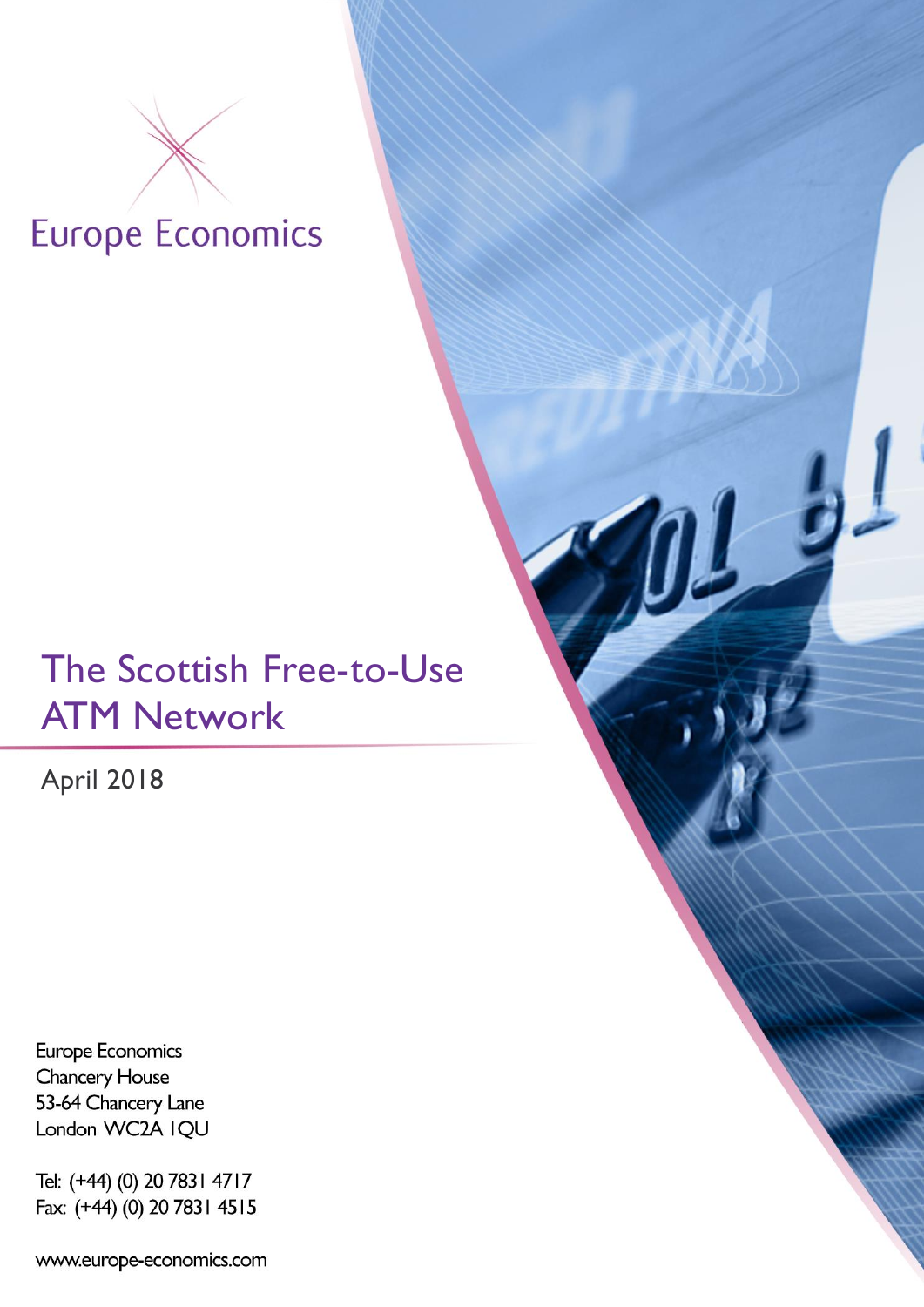Europe Economics

# The Scottish Free-to-Use ATM Network

April 2018

Europe Economics
Chancery House
53-64 Chancery Lane
London WC2A 1QU

Tel: (+44) (0) 20 7831 4717
Fax: (+44) (0) 20 7831 4515

www.europe-economics.com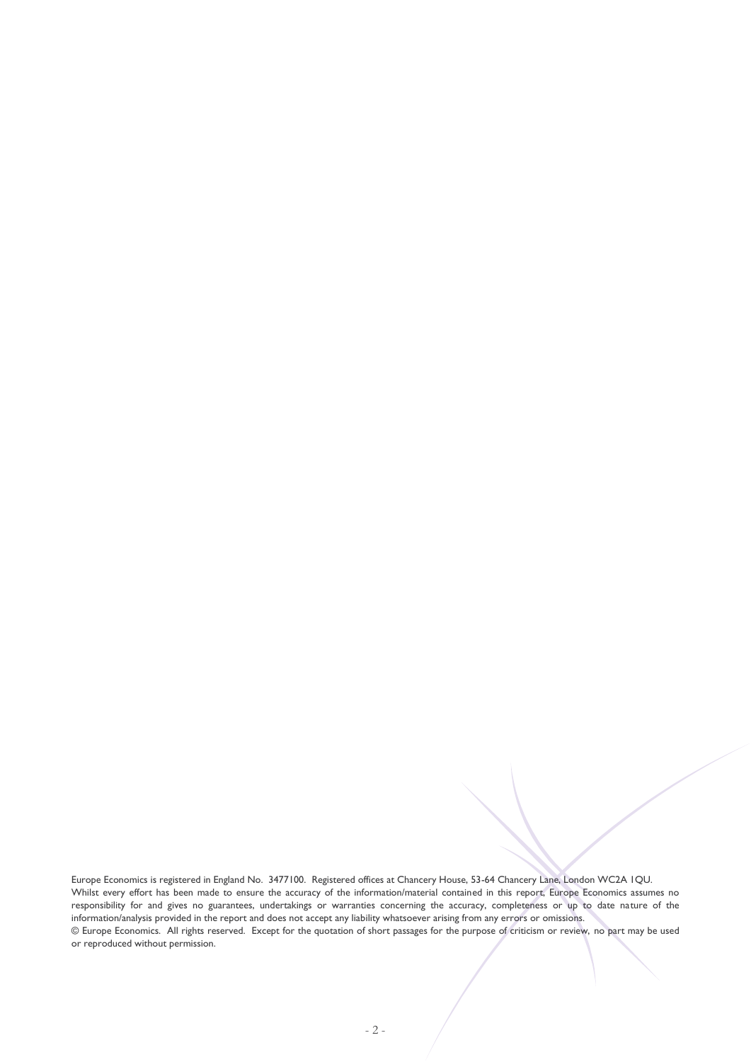Europe Economics is registered in England No. 3477100. Registered offices at Chancery House, 53-64 Chancery Lane, London WC2A 1QU.

Whilst every effort has been made to ensure the accuracy of the information/material contained in this report, Europe Economics assumes no responsibility for and gives no guarantees, undertakings or warranties concerning the accuracy, completeness or up to date nature of the information/analysis provided in the report and does not accept any liability whatsoever arising from any errors or omissions.

© Europe Economics. All rights reserved. Except for the quotation of short passages for the purpose of criticism or review, no part may be used or reproduced without permission.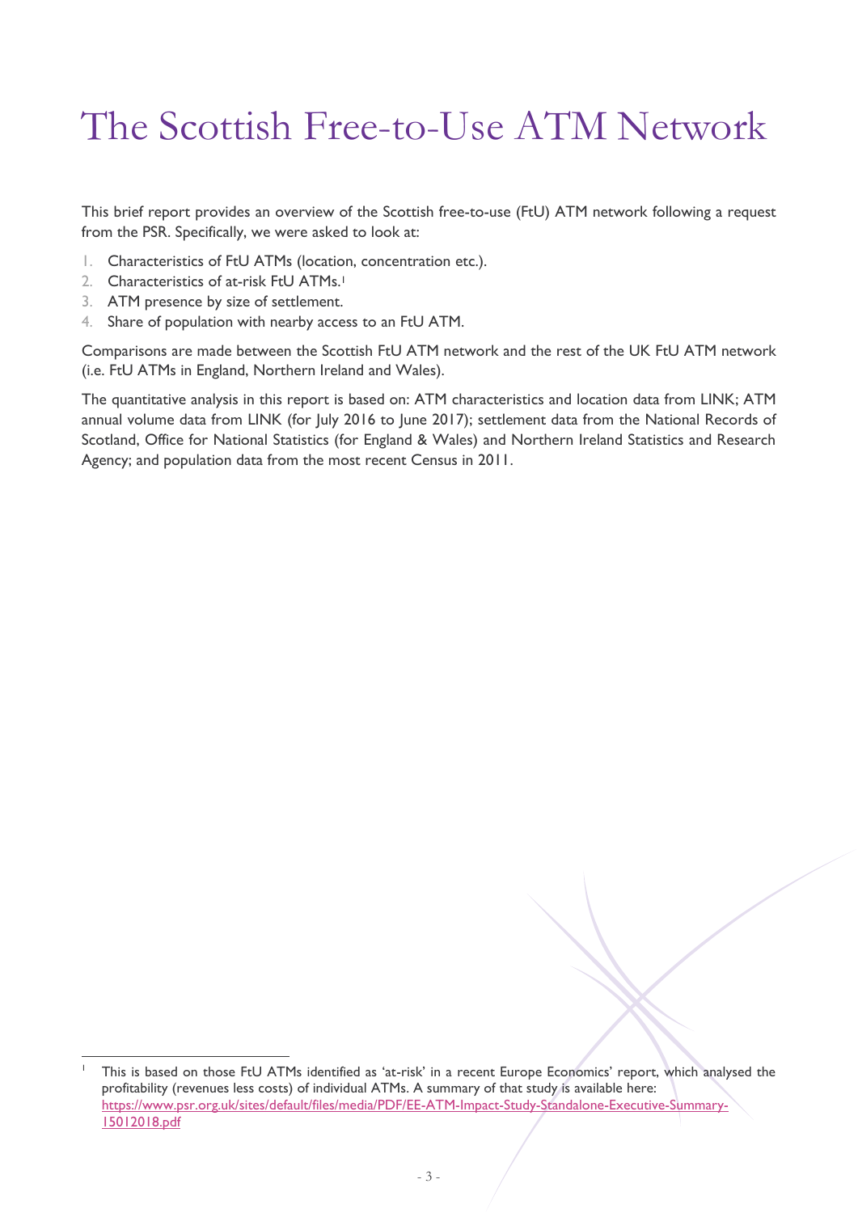# The Scottish Free-to-Use ATM Network

This brief report provides an overview of the Scottish free-to-use (FtU) ATM network following a request from the PSR. Specifically, we were asked to look at:

1. Characteristics of FtU ATMs (location, concentration etc.).
2. Characteristics of at-risk FtU ATMs.[1]
3. ATM presence by size of settlement.
4. Share of population with nearby access to an FtU ATM.

Comparisons are made between the Scottish FtU ATM network and the rest of the UK FtU ATM network (i.e. FtU ATMs in England, Northern Ireland and Wales).

The quantitative analysis in this report is based on: ATM characteristics and location data from LINK; ATM annual volume data from LINK (for July 2016 to June 2017); settlement data from the National Records of Scotland, Office for National Statistics (for England & Wales) and Northern Ireland Statistics and Research Agency; and population data from the most recent Census in 2011.

---

[1] This is based on those FtU ATMs identified as 'at-risk' in a recent Europe Economics' report, which analysed the profitability (revenues less costs) of individual ATMs. A summary of that study is available here: https://www.psr.org.uk/sites/default/files/media/PDF/EE-ATM-Impact-Study-Standalone-Executive-Summary-15012018.pdf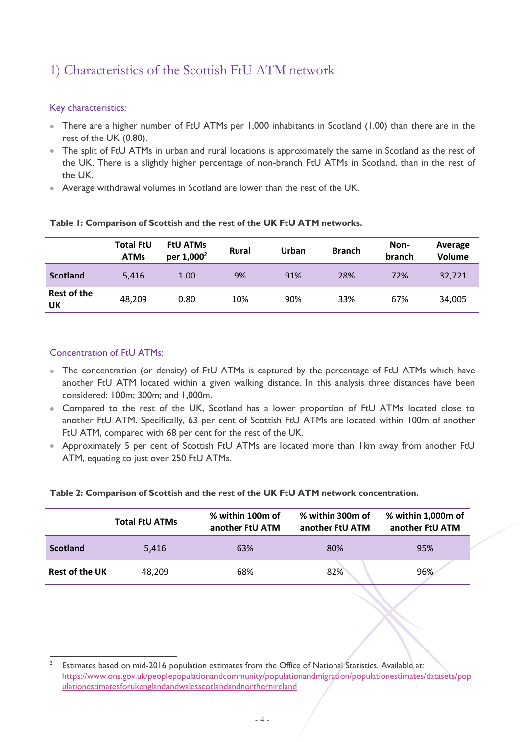## 1) Characteristics of the Scottish FtU ATM network

### Key characteristics:

- There are a higher number of FtU ATMs per 1,000 inhabitants in Scotland (1.00) than there are in the rest of the UK (0.80).
- The split of FtU ATMs in urban and rural locations is approximately the same in Scotland as the rest of the UK. There is a slightly higher percentage of non-branch FtU ATMs in Scotland, than in the rest of the UK.
- Average withdrawal volumes in Scotland are lower than the rest of the UK.

**Table 1: Comparison of Scottish and the rest of the UK FtU ATM networks.**

| | Total FtU ATMs | FtU ATMs per 1,000[2] | Rural | Urban | Branch | Non-branch | Average Volume |
|---|---|---|---|---|---|---|---|
| **Scotland** | 5,416 | 1.00 | 9% | 91% | 28% | 72% | 32,721 |
| **Rest of the UK** | 48,209 | 0.80 | 10% | 90% | 33% | 67% | 34,005 |

### Concentration of FtU ATMs:

- The concentration (or density) of FtU ATMs is captured by the percentage of FtU ATMs which have another FtU ATM located within a given walking distance. In this analysis three distances have been considered: 100m; 300m; and 1,000m.
- Compared to the rest of the UK, Scotland has a lower proportion of FtU ATMs located close to another FtU ATM. Specifically, 63 per cent of Scottish FtU ATMs are located within 100m of another FtU ATM, compared with 68 per cent for the rest of the UK.
- Approximately 5 per cent of Scottish FtU ATMs are located more than 1km away from another FtU ATM, equating to just over 250 FtU ATMs.

**Table 2: Comparison of Scottish and the rest of the UK FtU ATM network concentration.**

| | Total FtU ATMs | % within 100m of another FtU ATM | % within 300m of another FtU ATM | % within 1,000m of another FtU ATM |
|---|---|---|---|---|
| **Scotland** | 5,416 | 63% | 80% | 95% |
| **Rest of the UK** | 48,209 | 68% | 82% | 96% |

[2] Estimates based on mid-2016 population estimates from the Office of National Statistics. Available at: https://www.ons.gov.uk/peoplepopulationandcommunity/populationandmigration/populationestimates/datasets/populationestimatesforukenglandandwalesscotlandandnorthernireland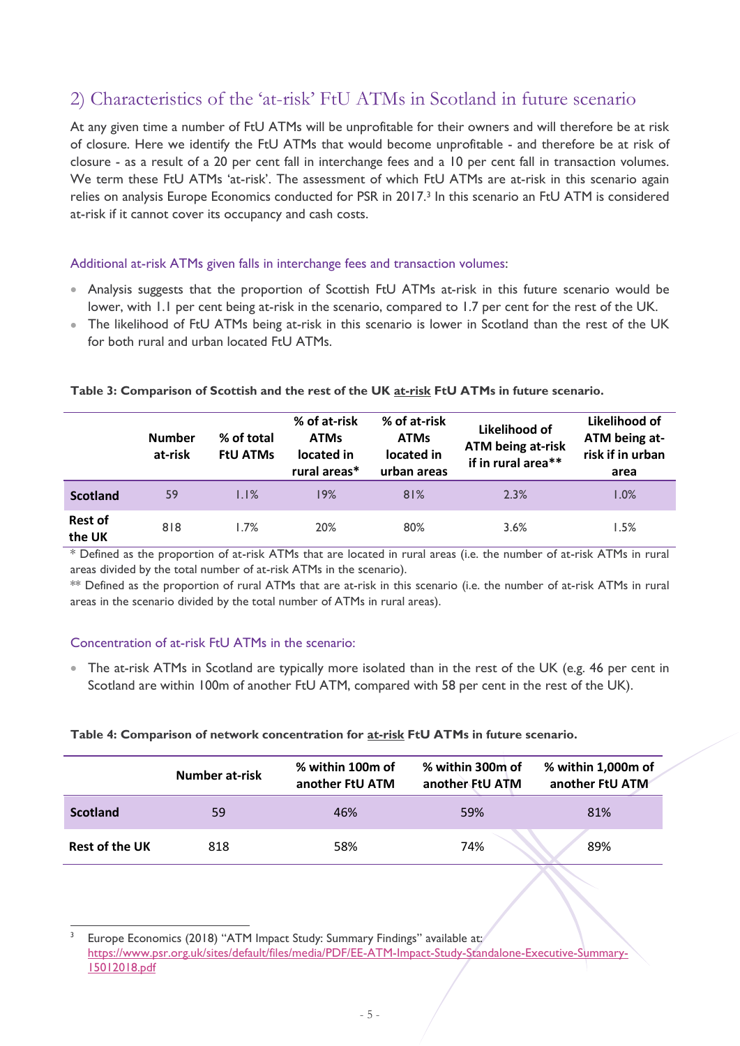## 2) Characteristics of the 'at-risk' FtU ATMs in Scotland in future scenario

At any given time a number of FtU ATMs will be unprofitable for their owners and will therefore be at risk of closure. Here we identify the FtU ATMs that would become unprofitable - and therefore be at risk of closure - as a result of a 20 per cent fall in interchange fees and a 10 per cent fall in transaction volumes. We term these FtU ATMs 'at-risk'. The assessment of which FtU ATMs are at-risk in this scenario again relies on analysis Europe Economics conducted for PSR in 2017.[3] In this scenario an FtU ATM is considered at-risk if it cannot cover its occupancy and cash costs.

### Additional at-risk ATMs given falls in interchange fees and transaction volumes:

- Analysis suggests that the proportion of Scottish FtU ATMs at-risk in this future scenario would be lower, with 1.1 per cent being at-risk in the scenario, compared to 1.7 per cent for the rest of the UK.
- The likelihood of FtU ATMs being at-risk in this scenario is lower in Scotland than the rest of the UK for both rural and urban located FtU ATMs.

**Table 3: Comparison of Scottish and the rest of the UK <u>at-risk</u> FtU ATMs in future scenario.**

| | Number at-risk | % of total FtU ATMs | % of at-risk ATMs located in rural areas* | % of at-risk ATMs located in urban areas | Likelihood of ATM being at-risk if in rural area** | Likelihood of ATM being at-risk if in urban area |
|---|---|---|---|---|---|---|
| **Scotland** | 59 | 1.1% | 19% | 81% | 2.3% | 1.0% |
| **Rest of the UK** | 818 | 1.7% | 20% | 80% | 3.6% | 1.5% |

\* Defined as the proportion of at-risk ATMs that are located in rural areas (i.e. the number of at-risk ATMs in rural areas divided by the total number of at-risk ATMs in the scenario).

\*\* Defined as the proportion of rural ATMs that are at-risk in this scenario (i.e. the number of at-risk ATMs in rural areas in the scenario divided by the total number of ATMs in rural areas).

### Concentration of at-risk FtU ATMs in the scenario:

- The at-risk ATMs in Scotland are typically more isolated than in the rest of the UK (e.g. 46 per cent in Scotland are within 100m of another FtU ATM, compared with 58 per cent in the rest of the UK).

**Table 4: Comparison of network concentration for <u>at-risk</u> FtU ATMs in future scenario.**

| | Number at-risk | % within 100m of another FtU ATM | % within 300m of another FtU ATM | % within 1,000m of another FtU ATM |
|---|---|---|---|---|
| **Scotland** | 59 | 46% | 59% | 81% |
| **Rest of the UK** | 818 | 58% | 74% | 89% |

[3] Europe Economics (2018) "ATM Impact Study: Summary Findings" available at: https://www.psr.org.uk/sites/default/files/media/PDF/EE-ATM-Impact-Study-Standalone-Executive-Summary-15012018.pdf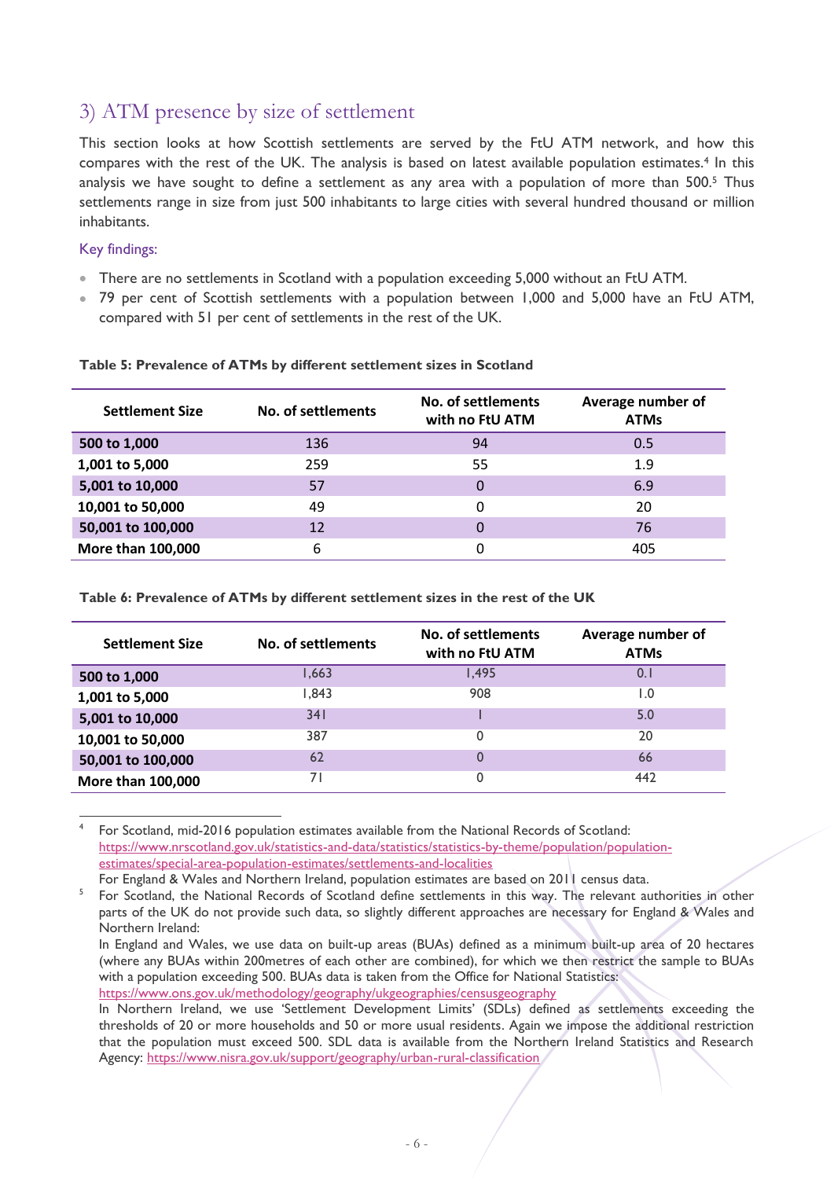## 3) ATM presence by size of settlement

This section looks at how Scottish settlements are served by the FtU ATM network, and how this compares with the rest of the UK. The analysis is based on latest available population estimates.[4] In this analysis we have sought to define a settlement as any area with a population of more than 500.[5] Thus settlements range in size from just 500 inhabitants to large cities with several hundred thousand or million inhabitants.

### Key findings:

- There are no settlements in Scotland with a population exceeding 5,000 without an FtU ATM.
- 79 per cent of Scottish settlements with a population between 1,000 and 5,000 have an FtU ATM, compared with 51 per cent of settlements in the rest of the UK.

**Table 5: Prevalence of ATMs by different settlement sizes in Scotland**

| Settlement Size | No. of settlements | No. of settlements with no FtU ATM | Average number of ATMs |
|---|---|---|---|
| **500 to 1,000** | 136 | 94 | 0.5 |
| **1,001 to 5,000** | 259 | 55 | 1.9 |
| **5,001 to 10,000** | 57 | 0 | 6.9 |
| **10,001 to 50,000** | 49 | 0 | 20 |
| **50,001 to 100,000** | 12 | 0 | 76 |
| **More than 100,000** | 6 | 0 | 405 |

**Table 6: Prevalence of ATMs by different settlement sizes in the rest of the UK**

| Settlement Size | No. of settlements | No. of settlements with no FtU ATM | Average number of ATMs |
|---|---|---|---|
| **500 to 1,000** | 1,663 | 1,495 | 0.1 |
| **1,001 to 5,000** | 1,843 | 908 | 1.0 |
| **5,001 to 10,000** | 341 | 1 | 5.0 |
| **10,001 to 50,000** | 387 | 0 | 20 |
| **50,001 to 100,000** | 62 | 0 | 66 |
| **More than 100,000** | 71 | 0 | 442 |

[4] For Scotland, mid-2016 population estimates available from the National Records of Scotland: https://www.nrscotland.gov.uk/statistics-and-data/statistics/statistics-by-theme/population/population-estimates/special-area-population-estimates/settlements-and-localities
For England & Wales and Northern Ireland, population estimates are based on 2011 census data.

[5] For Scotland, the National Records of Scotland define settlements in this way. The relevant authorities in other parts of the UK do not provide such data, so slightly different approaches are necessary for England & Wales and Northern Ireland:
In England and Wales, we use data on built-up areas (BUAs) defined as a minimum built-up area of 20 hectares (where any BUAs within 200metres of each other are combined), for which we then restrict the sample to BUAs with a population exceeding 500. BUAs data is taken from the Office for National Statistics: https://www.ons.gov.uk/methodology/geography/ukgeographies/censusgeography
In Northern Ireland, we use 'Settlement Development Limits' (SDLs) defined as settlements exceeding the thresholds of 20 or more households and 50 or more usual residents. Again we impose the additional restriction that the population must exceed 500. SDL data is available from the Northern Ireland Statistics and Research Agency: https://www.nisra.gov.uk/support/geography/urban-rural-classification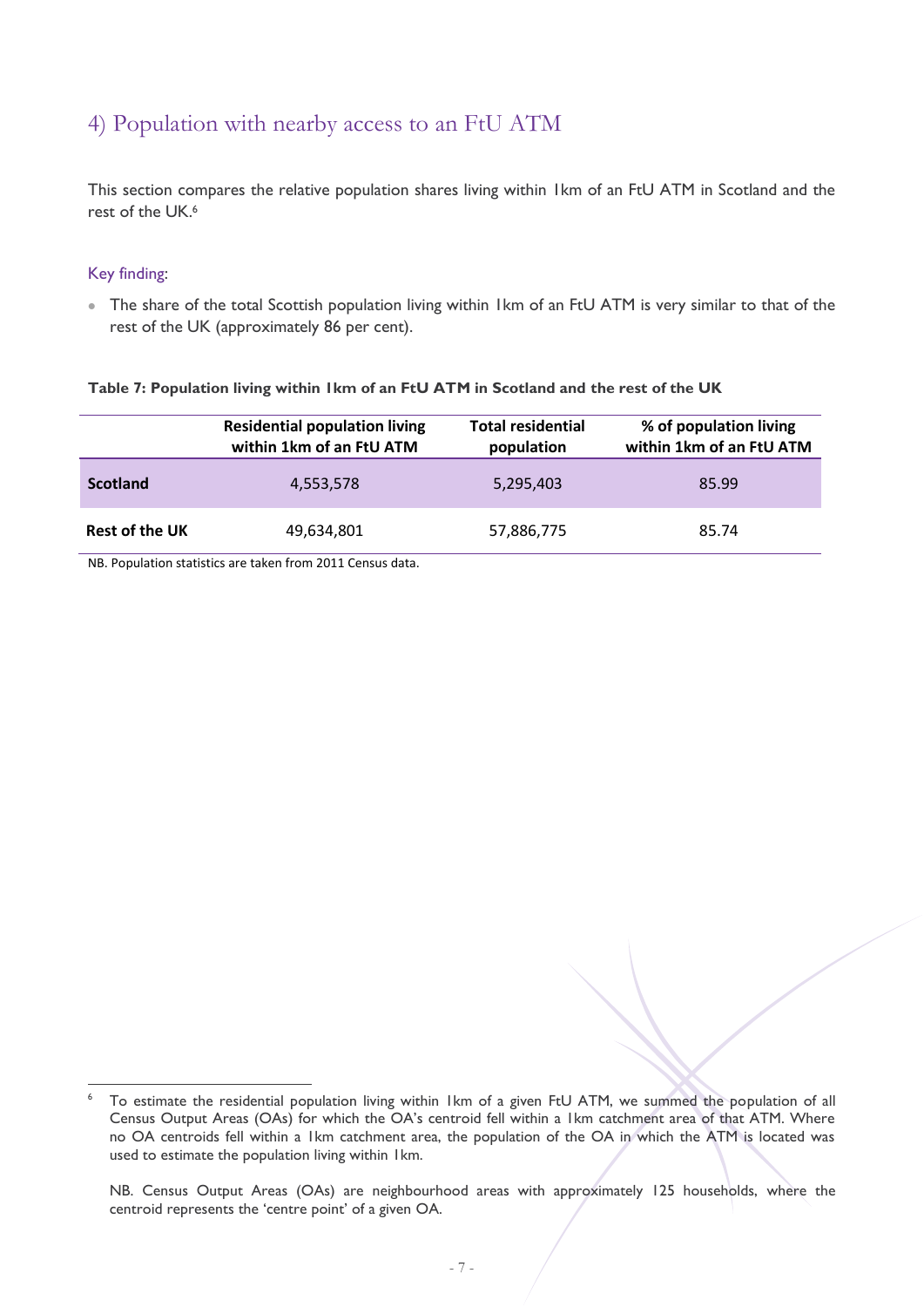## 4) Population with nearby access to an FtU ATM

This section compares the relative population shares living within 1km of an FtU ATM in Scotland and the rest of the UK.[6]

Key finding:

- The share of the total Scottish population living within 1km of an FtU ATM is very similar to that of the rest of the UK (approximately 86 per cent).

**Table 7: Population living within 1km of an FtU ATM in Scotland and the rest of the UK**

| | Residential population living within 1km of an FtU ATM | Total residential population | % of population living within 1km of an FtU ATM |
|---|---|---|---|
| **Scotland** | 4,553,578 | 5,295,403 | 85.99 |
| **Rest of the UK** | 49,634,801 | 57,886,775 | 85.74 |

NB. Population statistics are taken from 2011 Census data.

[6] To estimate the residential population living within 1km of a given FtU ATM, we summed the population of all Census Output Areas (OAs) for which the OA's centroid fell within a 1km catchment area of that ATM. Where no OA centroids fell within a 1km catchment area, the population of the OA in which the ATM is located was used to estimate the population living within 1km.

NB. Census Output Areas (OAs) are neighbourhood areas with approximately 125 households, where the centroid represents the 'centre point' of a given OA.